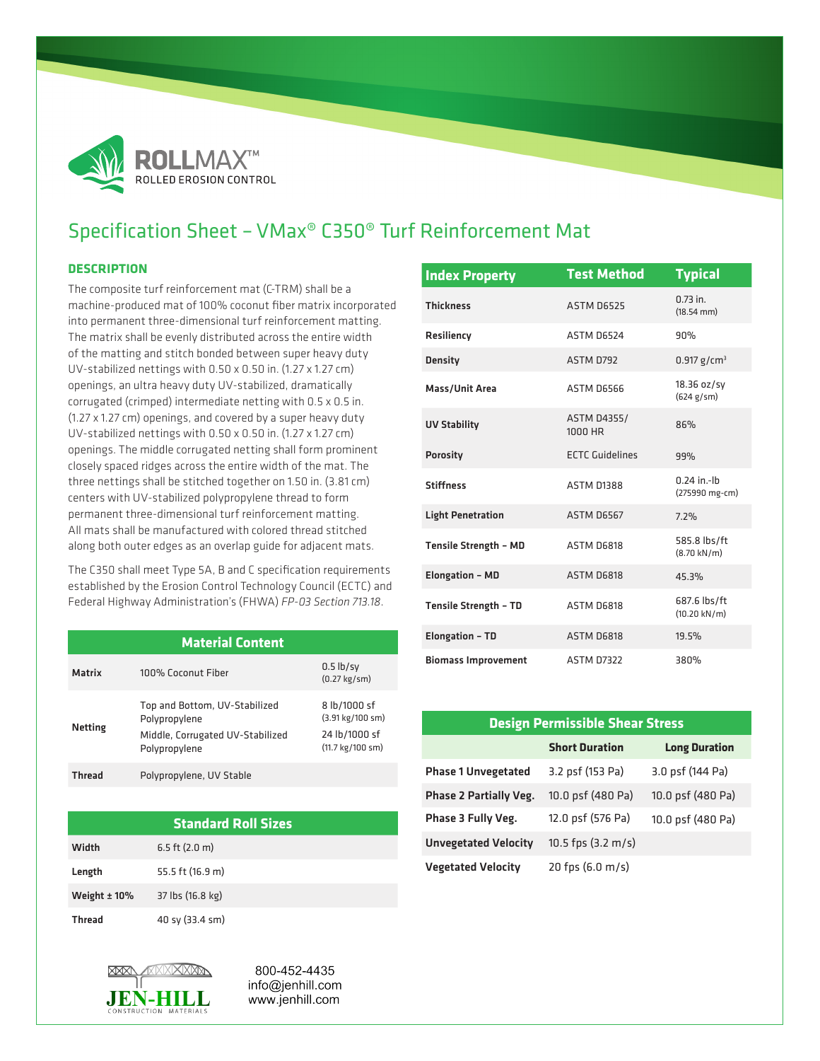ROLLMAX™
ROLLED EROSION CONTROL

# Specification Sheet – VMax® C350® Turf Reinforcement Mat

## DESCRIPTION

The composite turf reinforcement mat (C-TRM) shall be a machine-produced mat of 100% coconut fiber matrix incorporated into permanent three-dimensional turf reinforcement matting. The matrix shall be evenly distributed across the entire width of the matting and stitch bonded between super heavy duty UV-stabilized nettings with 0.50 x 0.50 in. (1.27 x 1.27 cm) openings, an ultra heavy duty UV-stabilized, dramatically corrugated (crimped) intermediate netting with 0.5 x 0.5 in. (1.27 x 1.27 cm) openings, and covered by a super heavy duty UV-stabilized nettings with 0.50 x 0.50 in. (1.27 x 1.27 cm) openings. The middle corrugated netting shall form prominent closely spaced ridges across the entire width of the mat. The three nettings shall be stitched together on 1.50 in. (3.81 cm) centers with UV-stabilized polypropylene thread to form permanent three-dimensional turf reinforcement matting. All mats shall be manufactured with colored thread stitched along both outer edges as an overlap guide for adjacent mats.

The C350 shall meet Type 5A, B and C specification requirements established by the Erosion Control Technology Council (ECTC) and Federal Highway Administration's (FHWA) *FP-03 Section 713.18*.

| Material Content | | |
|---|---|---|
| **Matrix** | 100% Coconut Fiber | 0.5 lb/sy (0.27 kg/sm) |
| **Netting** | Top and Bottom, UV-Stabilized Polypropylene | 8 lb/1000 sf (3.91 kg/100 sm) |
| | Middle, Corrugated UV-Stabilized Polypropylene | 24 lb/1000 sf (11.7 kg/100 sm) |
| **Thread** | Polypropylene, UV Stable | |

| Standard Roll Sizes | |
|---|---|
| **Width** | 6.5 ft (2.0 m) |
| **Length** | 55.5 ft (16.9 m) |
| **Weight ± 10%** | 37 lbs (16.8 kg) |
| **Thread** | 40 sy (33.4 sm) |

| Index Property | Test Method | Typical |
|---|---|---|
| **Thickness** | ASTM D6525 | 0.73 in. (18.54 mm) |
| **Resiliency** | ASTM D6524 | 90% |
| **Density** | ASTM D792 | 0.917 g/cm$^3$ |
| **Mass/Unit Area** | ASTM D6566 | 18.36 oz/sy (624 g/sm) |
| **UV Stability** | ASTM D4355/ 1000 HR | 86% |
| **Porosity** | ECTC Guidelines | 99% |
| **Stiffness** | ASTM D1388 | 0.24 in.-lb (275990 mg-cm) |
| **Light Penetration** | ASTM D6567 | 7.2% |
| **Tensile Strength – MD** | ASTM D6818 | 585.8 lbs/ft (8.70 kN/m) |
| **Elongation – MD** | ASTM D6818 | 45.3% |
| **Tensile Strength – TD** | ASTM D6818 | 687.6 lbs/ft (10.20 kN/m) |
| **Elongation – TD** | ASTM D6818 | 19.5% |
| **Biomass Improvement** | ASTM D7322 | 380% |

| Design Permissible Shear Stress | | |
|---|---|---|
| | **Short Duration** | **Long Duration** |
| **Phase 1 Unvegetated** | 3.2 psf (153 Pa) | 3.0 psf (144 Pa) |
| **Phase 2 Partially Veg.** | 10.0 psf (480 Pa) | 10.0 psf (480 Pa) |
| **Phase 3 Fully Veg.** | 12.0 psf (576 Pa) | 10.0 psf (480 Pa) |
| **Unvegetated Velocity** | 10.5 fps (3.2 m/s) | |
| **Vegetated Velocity** | 20 fps (6.0 m/s) | |

JEN-HILL CONSTRUCTION MATERIALS

800-452-4435
info@jenhill.com
www.jenhill.com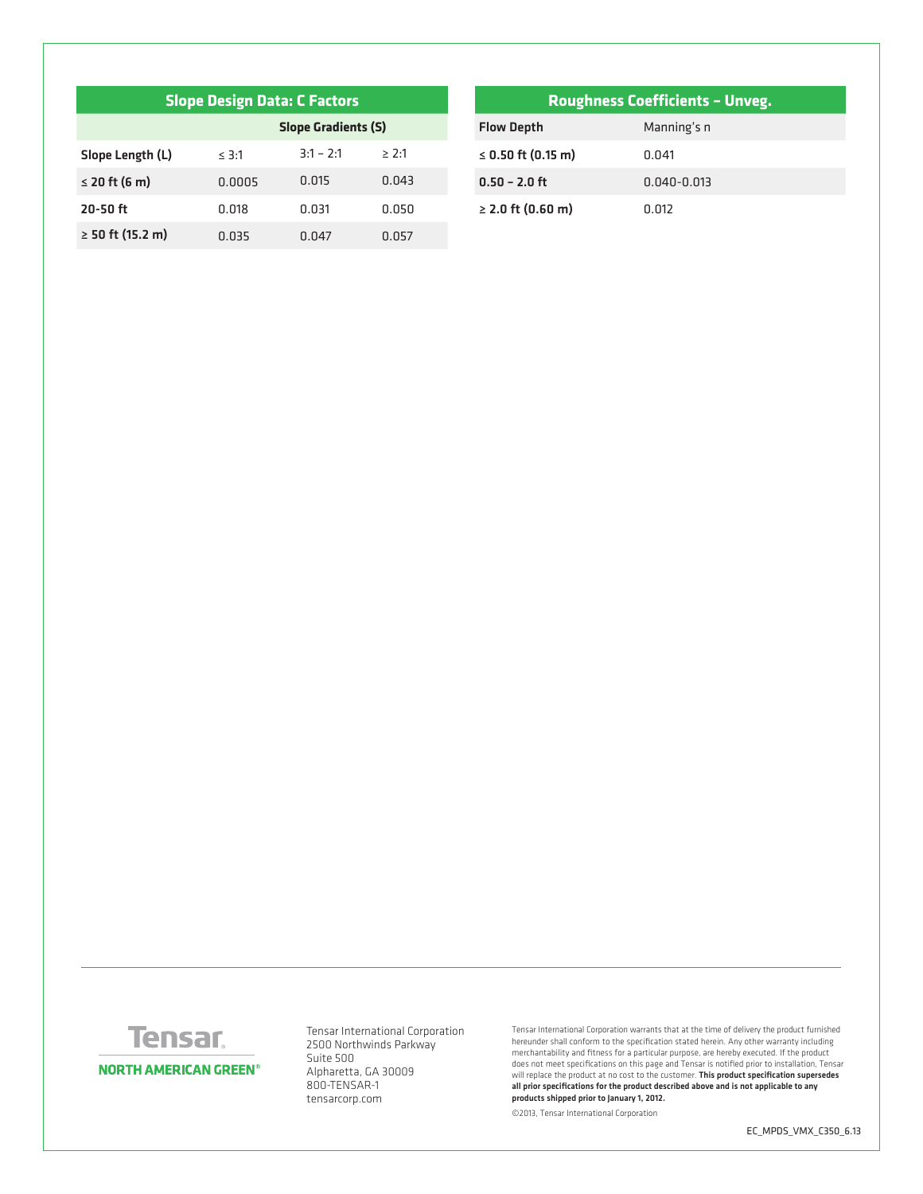## Slope Design Data: C Factors

| | Slope Gradients (S) | | |
|---|---|---|---|
| **Slope Length (L)** | ≤ 3:1 | 3:1 – 2:1 | ≥ 2:1 |
| **≤ 20 ft (6 m)** | 0.0005 | 0.015 | 0.043 |
| **20-50 ft** | 0.018 | 0.031 | 0.050 |
| **≥ 50 ft (15.2 m)** | 0.035 | 0.047 | 0.057 |

## Roughness Coefficients – Unveg.

| Flow Depth | Manning's n |
|---|---|
| **≤ 0.50 ft (0.15 m)** | 0.041 |
| **0.50 – 2.0 ft** | 0.040-0.013 |
| **≥ 2.0 ft (0.60 m)** | 0.012 |

Tensar
NORTH AMERICAN GREEN®

Tensar International Corporation
2500 Northwinds Parkway
Suite 500
Alpharetta, GA 30009
800-TENSAR-1
tensarcorp.com

Tensar International Corporation warrants that at the time of delivery the product furnished hereunder shall conform to the specification stated herein. Any other warranty including merchantability and fitness for a particular purpose, are hereby executed. If the product does not meet specifications on this page and Tensar is notified prior to installation, Tensar will replace the product at no cost to the customer. **This product specification supersedes all prior specifications for the product described above and is not applicable to any products shipped prior to January 1, 2012.**

©2013, Tensar International Corporation

EC_MPDS_VMX_C350_6.13